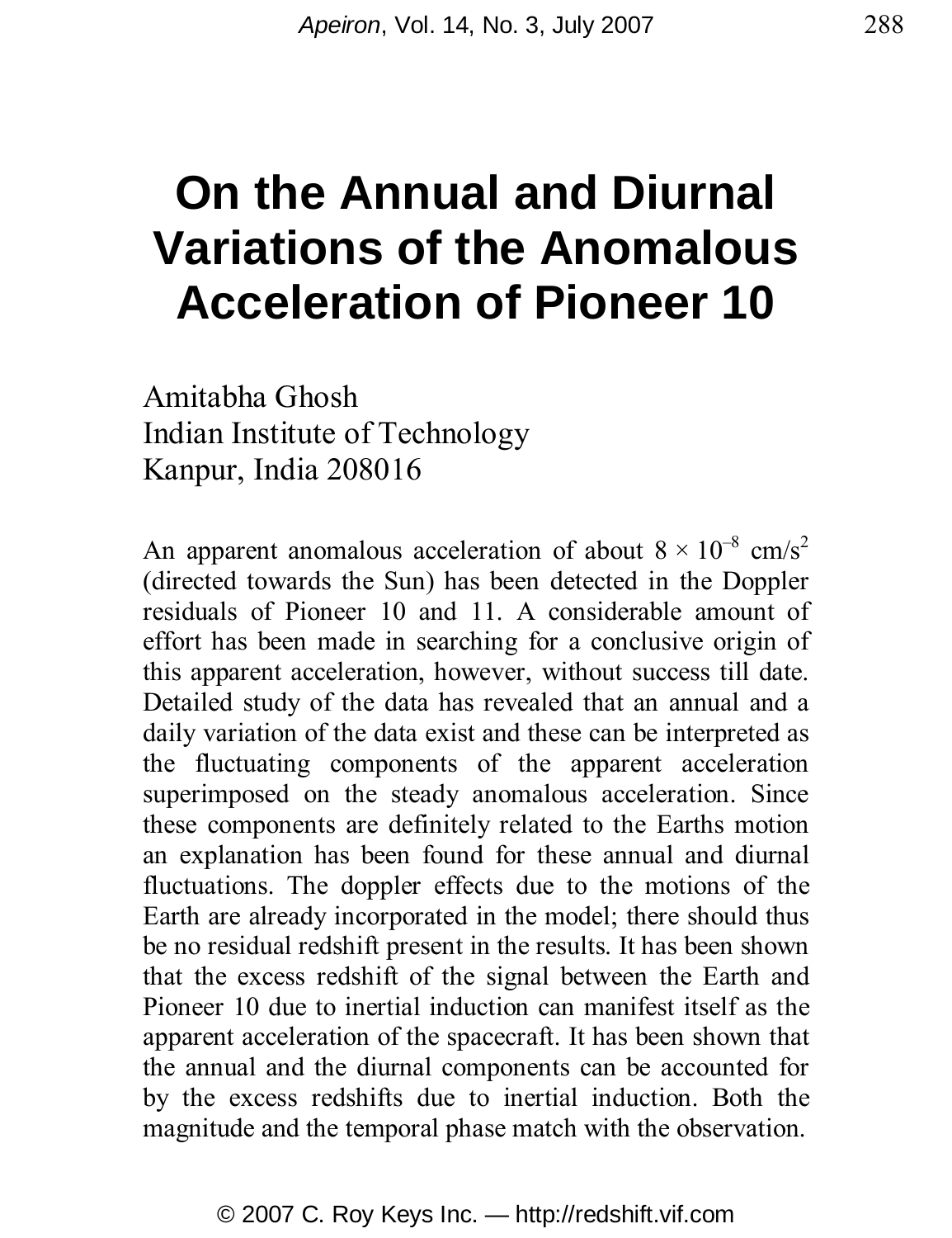# On the Annual and Diurnal Variations of the Anomalous Acceleration of Pioneer 10

Amitabha Ghosh
Indian Institute of Technology
Kanpur, India 208016

An apparent anomalous acceleration of about $8 \times 10^{-8}$ cm/s$^2$ (directed towards the Sun) has been detected in the Doppler residuals of Pioneer 10 and 11. A considerable amount of effort has been made in searching for a conclusive origin of this apparent acceleration, however, without success till date. Detailed study of the data has revealed that an annual and a daily variation of the data exist and these can be interpreted as the fluctuating components of the apparent acceleration superimposed on the steady anomalous acceleration. Since these components are definitely related to the Earths motion an explanation has been found for these annual and diurnal fluctuations. The doppler effects due to the motions of the Earth are already incorporated in the model; there should thus be no residual redshift present in the results. It has been shown that the excess redshift of the signal between the Earth and Pioneer 10 due to inertial induction can manifest itself as the apparent acceleration of the spacecraft. It has been shown that the annual and the diurnal components can be accounted for by the excess redshifts due to inertial induction. Both the magnitude and the temporal phase match with the observation.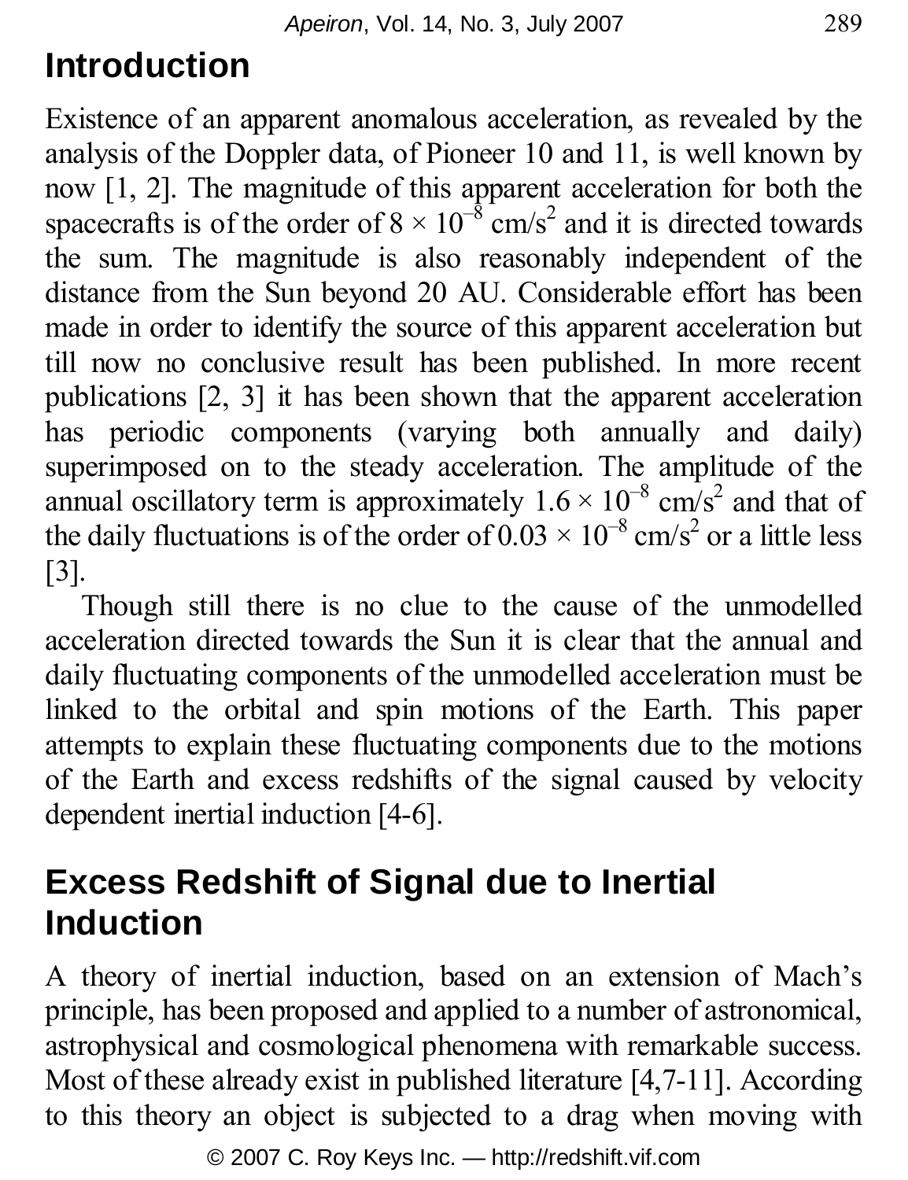## Introduction

Existence of an apparent anomalous acceleration, as revealed by the analysis of the Doppler data, of Pioneer 10 and 11, is well known by now [1, 2]. The magnitude of this apparent acceleration for both the spacecrafts is of the order of $8 \times 10^{-8}$ cm/s$^2$ and it is directed towards the sum. The magnitude is also reasonably independent of the distance from the Sun beyond 20 AU. Considerable effort has been made in order to identify the source of this apparent acceleration but till now no conclusive result has been published. In more recent publications [2, 3] it has been shown that the apparent acceleration has periodic components (varying both annually and daily) superimposed on to the steady acceleration. The amplitude of the annual oscillatory term is approximately $1.6 \times 10^{-8}$ cm/s$^2$ and that of the daily fluctuations is of the order of $0.03 \times 10^{-8}$ cm/s$^2$ or a little less [3].

Though still there is no clue to the cause of the unmodelled acceleration directed towards the Sun it is clear that the annual and daily fluctuating components of the unmodelled acceleration must be linked to the orbital and spin motions of the Earth. This paper attempts to explain these fluctuating components due to the motions of the Earth and excess redshifts of the signal caused by velocity dependent inertial induction [4-6].

## Excess Redshift of Signal due to Inertial Induction

A theory of inertial induction, based on an extension of Mach's principle, has been proposed and applied to a number of astronomical, astrophysical and cosmological phenomena with remarkable success. Most of these already exist in published literature [4,7-11]. According to this theory an object is subjected to a drag when moving with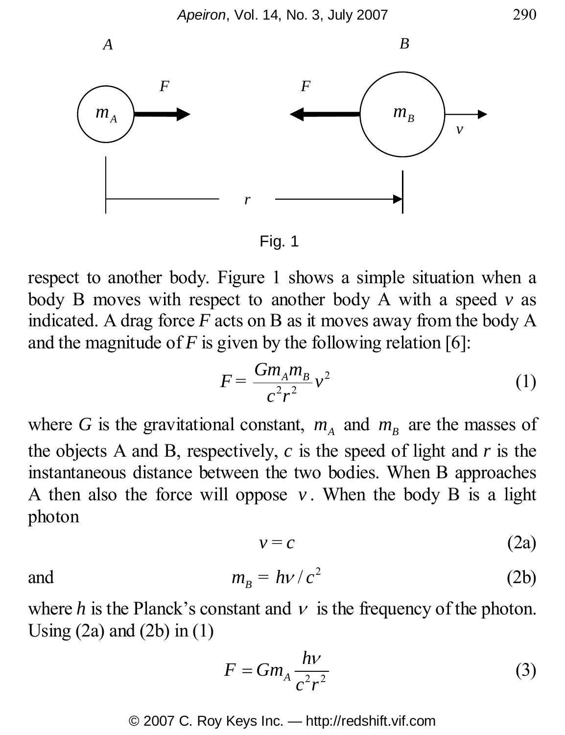Fig. 1

respect to another body. Figure 1 shows a simple situation when a body B moves with respect to another body A with a speed $v$ as indicated. A drag force $F$ acts on B as it moves away from the body A and the magnitude of $F$ is given by the following relation [6]:

$$F = \frac{Gm_A m_B}{c^2 r^2} v^2 \tag{1}$$

where $G$ is the gravitational constant, $m_A$ and $m_B$ are the masses of the objects A and B, respectively, $c$ is the speed of light and $r$ is the instantaneous distance between the two bodies. When B approaches A then also the force will oppose $v$. When the body B is a light photon

$$v = c \tag{2a}$$

and

$$m_B = h\nu / c^2 \tag{2b}$$

where $h$ is the Planck's constant and $\nu$ is the frequency of the photon. Using (2a) and (2b) in (1)

$$F = Gm_A \frac{h\nu}{c^2 r^2} \tag{3}$$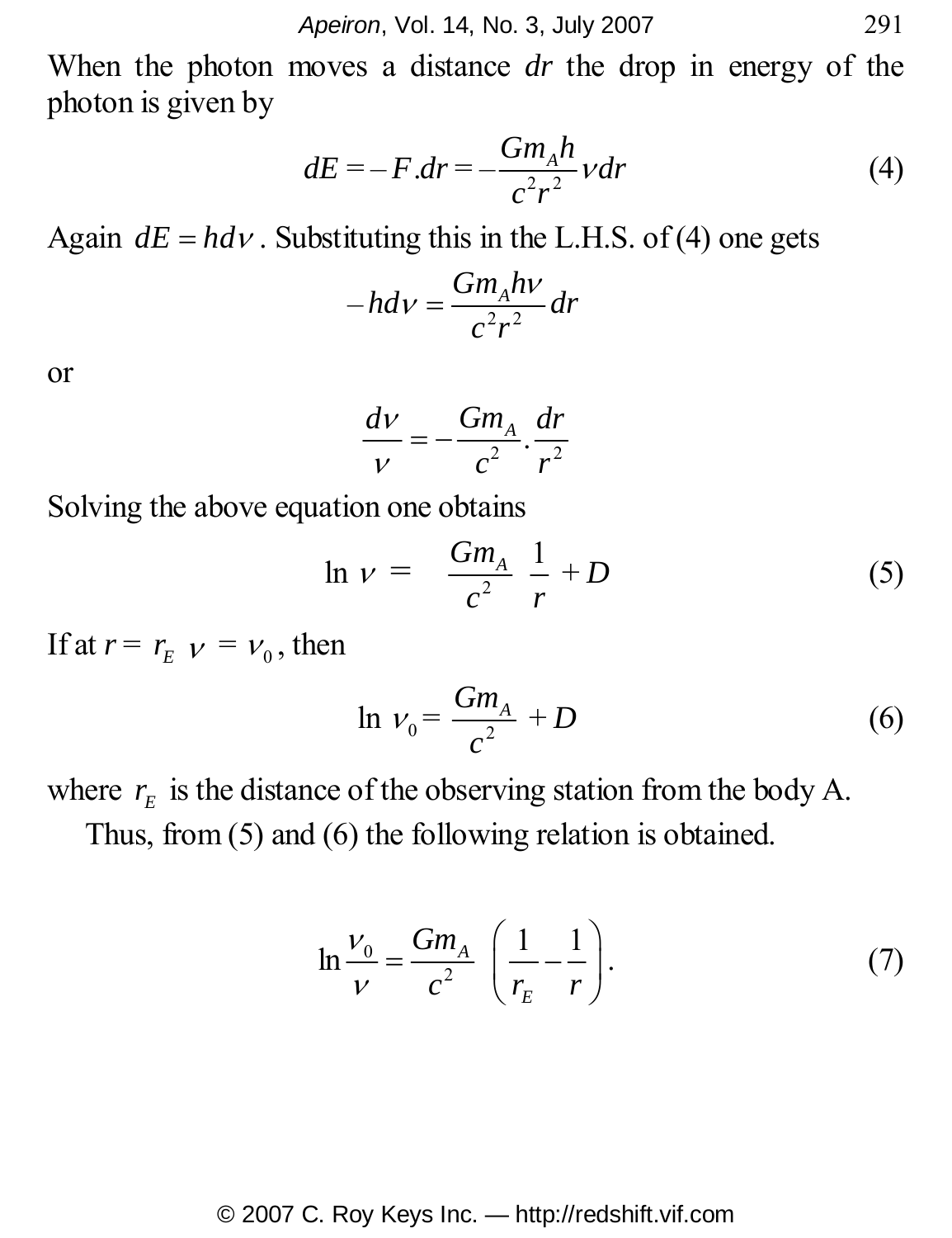When the photon moves a distance $dr$ the drop in energy of the photon is given by

$$dE = -F.dr = -\frac{Gm_A h}{c^2 r^2} \nu dr \tag{4}$$

Again $dE = hd\nu$. Substituting this in the L.H.S. of (4) one gets

$$-hd\nu = \frac{Gm_A h\nu}{c^2 r^2} dr$$

or

$$\frac{d\nu}{\nu} = -\frac{Gm_A}{c^2} . \frac{dr}{r^2}$$

Solving the above equation one obtains

$$\ln \nu = \frac{Gm_A}{c^2} \frac{1}{r} + D \tag{5}$$

If at $r = r_E$ $\nu = \nu_0$, then

$$\ln \nu_0 = \frac{Gm_A}{c^2} + D \tag{6}$$

where $r_E$ is the distance of the observing station from the body A.

Thus, from (5) and (6) the following relation is obtained.

$$\ln \frac{\nu_0}{\nu} = \frac{Gm_A}{c^2} \left( \frac{1}{r_E} - \frac{1}{r} \right). \tag{7}$$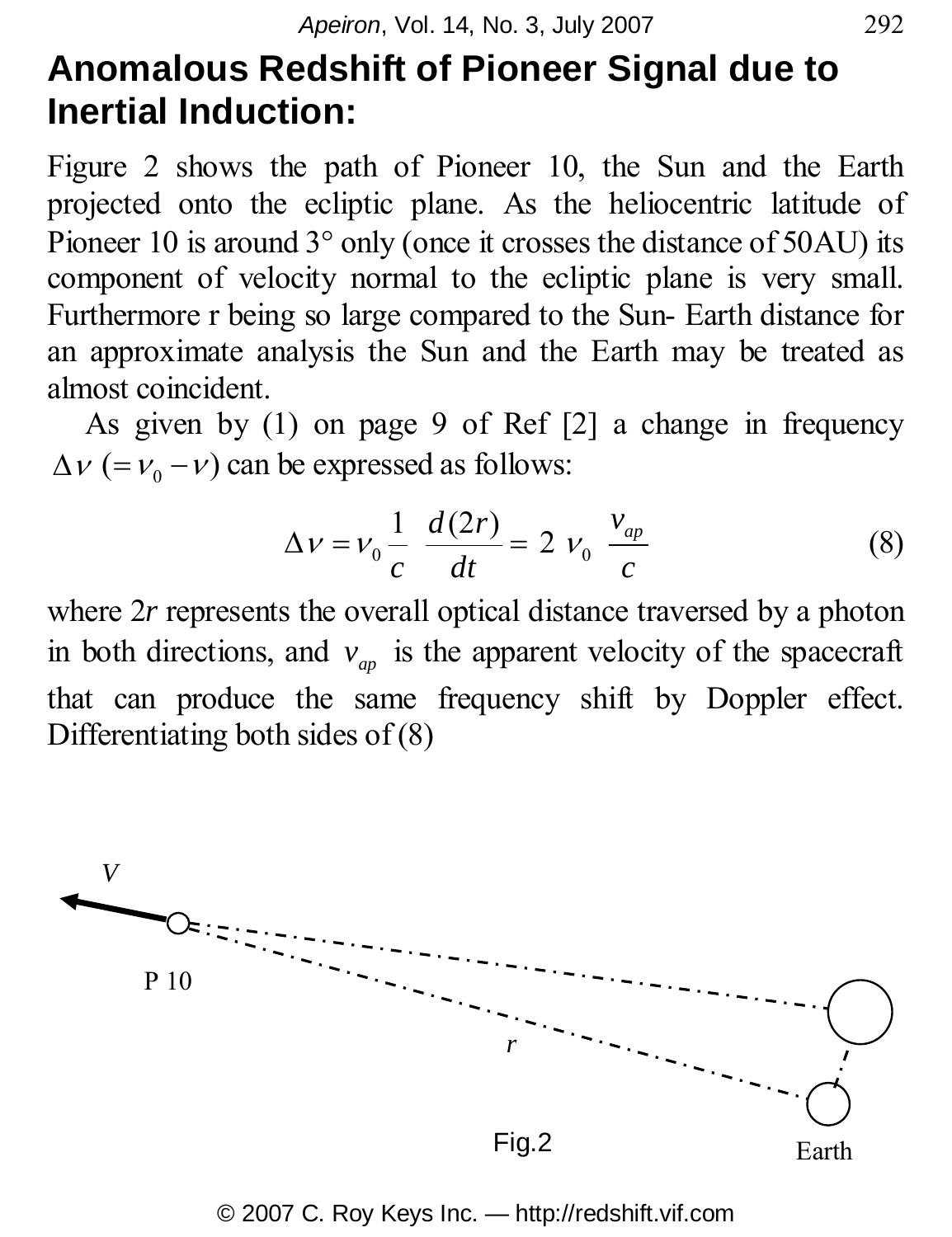## Anomalous Redshift of Pioneer Signal due to Inertial Induction:

Figure 2 shows the path of Pioneer 10, the Sun and the Earth projected onto the ecliptic plane. As the heliocentric latitude of Pioneer 10 is around 3° only (once it crosses the distance of 50AU) its component of velocity normal to the ecliptic plane is very small. Furthermore r being so large compared to the Sun- Earth distance for an approximate analysis the Sun and the Earth may be treated as almost coincident.

As given by (1) on page 9 of Ref [2] a change in frequency $\Delta\nu\ (=\nu_0 - \nu)$ can be expressed as follows:

$$\Delta\nu = \nu_0 \frac{1}{c}\ \frac{d(2r)}{dt} = 2\ \nu_0\ \frac{v_{ap}}{c} \tag{8}$$

where $2r$ represents the overall optical distance traversed by a photon in both directions, and $v_{ap}$ is the apparent velocity of the spacecraft that can produce the same frequency shift by Doppler effect. Differentiating both sides of (8)

Fig.2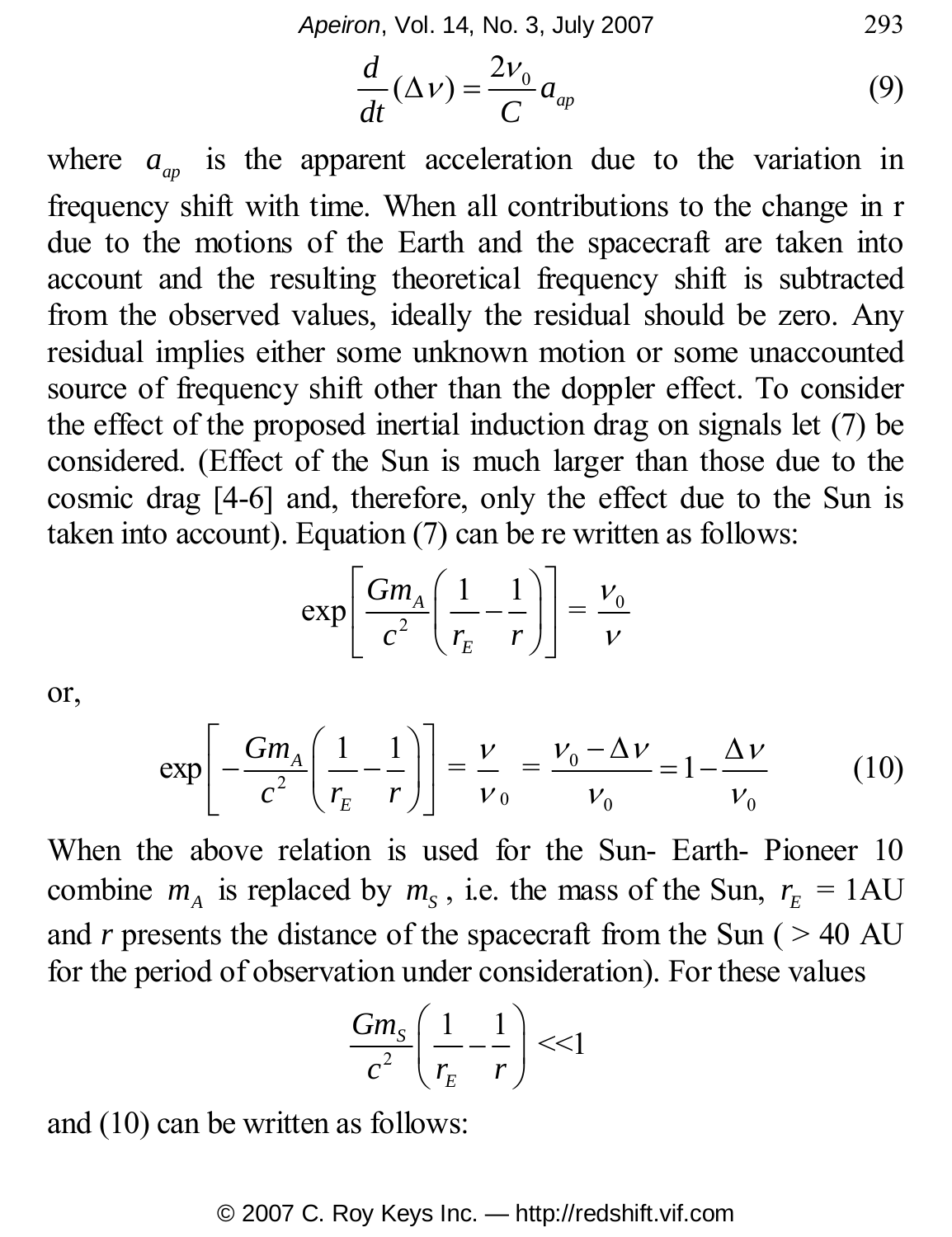$$\frac{d}{dt}(\Delta\nu) = \frac{2\nu_0}{C}a_{ap} \tag{9}$$

where $a_{ap}$ is the apparent acceleration due to the variation in frequency shift with time. When all contributions to the change in r due to the motions of the Earth and the spacecraft are taken into account and the resulting theoretical frequency shift is subtracted from the observed values, ideally the residual should be zero. Any residual implies either some unknown motion or some unaccounted source of frequency shift other than the doppler effect. To consider the effect of the proposed inertial induction drag on signals let (7) be considered. (Effect of the Sun is much larger than those due to the cosmic drag [4-6] and, therefore, only the effect due to the Sun is taken into account). Equation (7) can be re written as follows:

$$\exp\left[\frac{Gm_A}{c^2}\left(\frac{1}{r_E}-\frac{1}{r}\right)\right] = \frac{\nu_0}{\nu}$$

or,

$$\exp\left[-\frac{Gm_A}{c^2}\left(\frac{1}{r_E}-\frac{1}{r}\right)\right] = \frac{\nu}{\nu_0} = \frac{\nu_0-\Delta\nu}{\nu_0} = 1-\frac{\Delta\nu}{\nu_0} \tag{10}$$

When the above relation is used for the Sun- Earth- Pioneer 10 combine $m_A$ is replaced by $m_S$, i.e. the mass of the Sun, $r_E$ = 1AU and *r* presents the distance of the spacecraft from the Sun ( > 40 AU for the period of observation under consideration). For these values

$$\frac{Gm_S}{c^2}\left(\frac{1}{r_E}-\frac{1}{r}\right) << 1$$

and (10) can be written as follows: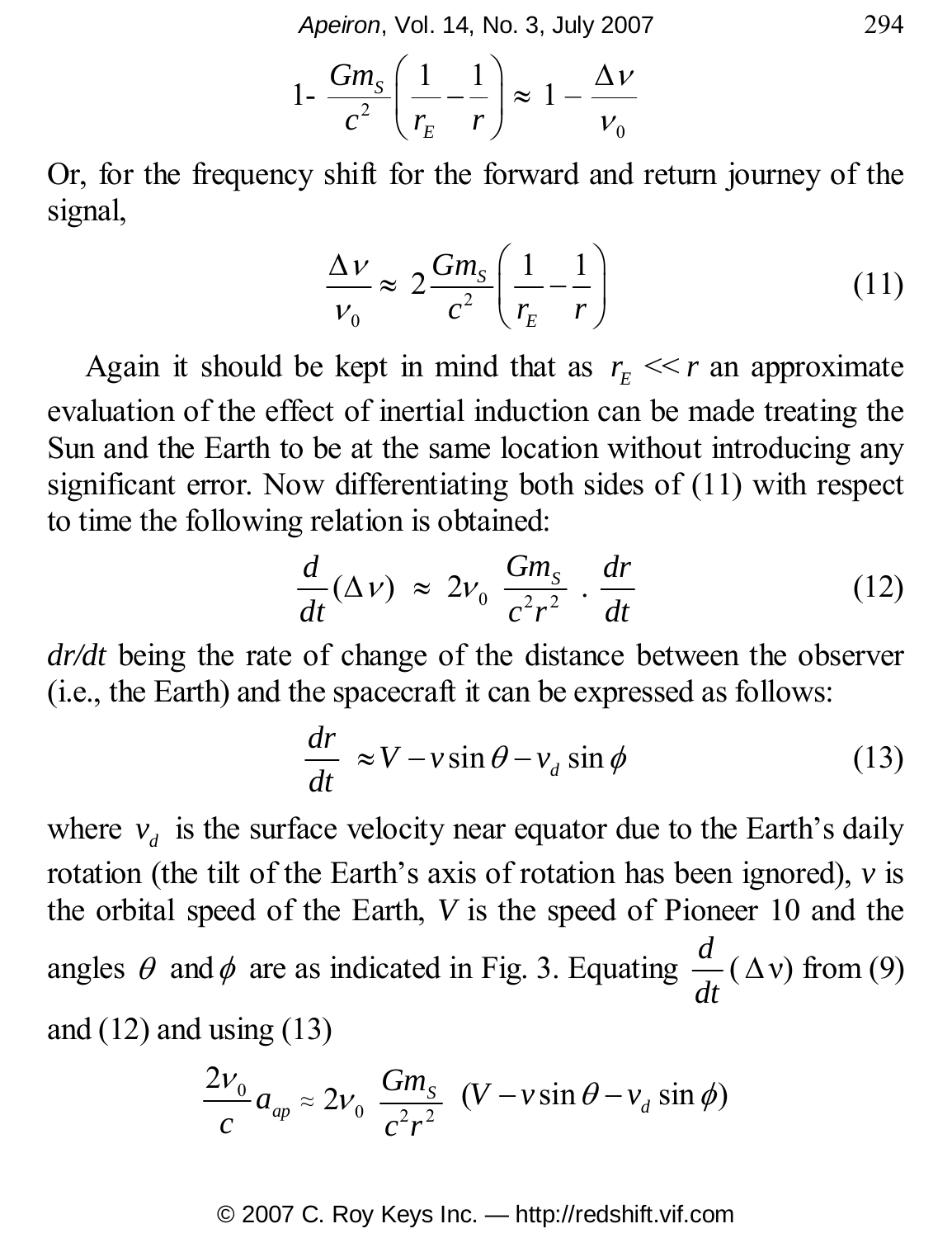$$1 - \frac{Gm_S}{c^2}\left(\frac{1}{r_E} - \frac{1}{r}\right) \approx 1 - \frac{\Delta \nu}{\nu_0}$$

Or, for the frequency shift for the forward and return journey of the signal,

$$\frac{\Delta \nu}{\nu_0} \approx 2\frac{Gm_S}{c^2}\left(\frac{1}{r_E} - \frac{1}{r}\right) \tag{11}$$

Again it should be kept in mind that as $r_E << r$ an approximate evaluation of the effect of inertial induction can be made treating the Sun and the Earth to be at the same location without introducing any significant error. Now differentiating both sides of (11) with respect to time the following relation is obtained:

$$\frac{d}{dt}(\Delta \nu) \approx 2\nu_0 \frac{Gm_S}{c^2 r^2} \cdot \frac{dr}{dt} \tag{12}$$

*dr/dt* being the rate of change of the distance between the observer (i.e., the Earth) and the spacecraft it can be expressed as follows:

$$\frac{dr}{dt} \approx V - v\sin\theta - v_d \sin\phi \tag{13}$$

where $v_d$ is the surface velocity near equator due to the Earth's daily rotation (the tilt of the Earth's axis of rotation has been ignored), $v$ is the orbital speed of the Earth, $V$ is the speed of Pioneer 10 and the angles $\theta$ and $\phi$ are as indicated in Fig. 3. Equating $\frac{d}{dt}(\Delta \nu)$ from (9) and (12) and using (13)

$$\frac{2\nu_0}{c} a_{ap} \approx 2\nu_0 \frac{Gm_S}{c^2 r^2} \left(V - v\sin\theta - v_d \sin\phi\right)$$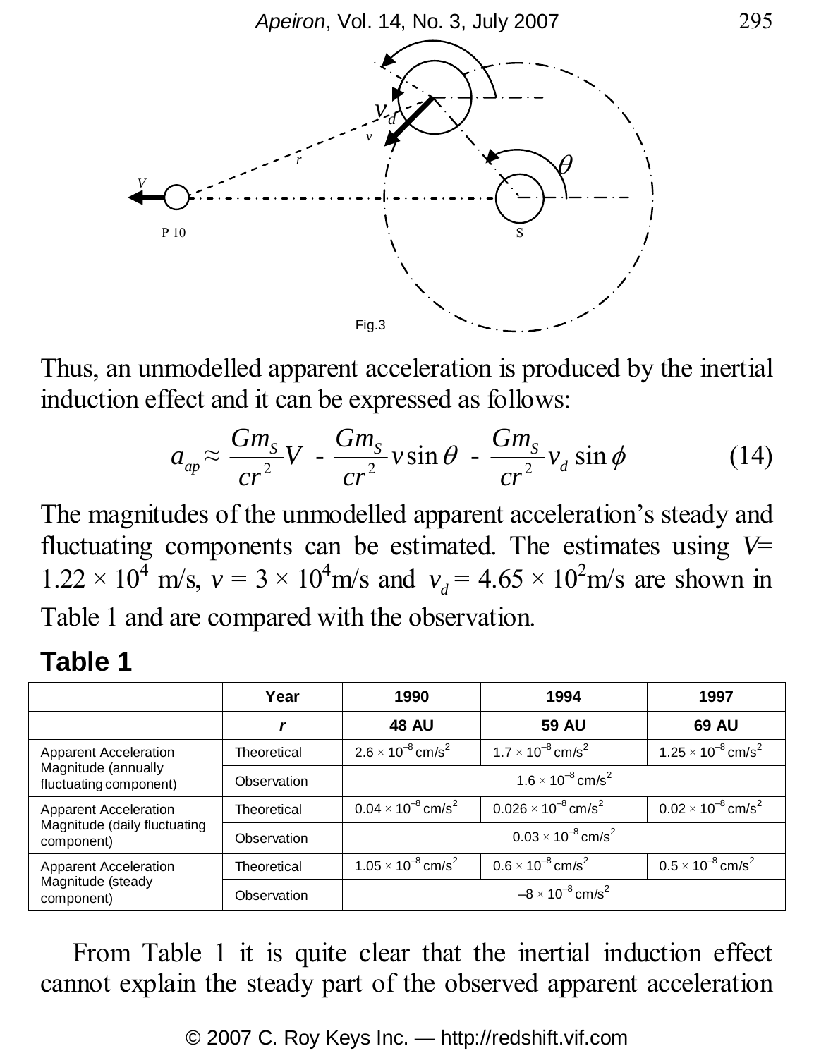Fig.3

Thus, an unmodelled apparent acceleration is produced by the inertial induction effect and it can be expressed as follows:

$$a_{ap} \approx \frac{Gm_S}{cr^2}V \; - \; \frac{Gm_S}{cr^2}v\sin\theta \; - \; \frac{Gm_S}{cr^2}v_d \sin\phi \tag{14}$$

The magnitudes of the unmodelled apparent acceleration's steady and fluctuating components can be estimated. The estimates using $V$= $1.22 \times 10^4$ m/s, $v = 3 \times 10^4$m/s and $v_d = 4.65 \times 10^2$m/s are shown in Table 1 and are compared with the observation.

**Table 1**

| | Year | 1990 | 1994 | 1997 |
|---|---|---|---|---|
| | ***r*** | **48 AU** | **59 AU** | **69 AU** |
| Apparent Acceleration Magnitude (annually fluctuating component) | Theoretical | $2.6 \times 10^{-8}$ cm/s$^2$ | $1.7 \times 10^{-8}$ cm/s$^2$ | $1.25 \times 10^{-8}$ cm/s$^2$ |
| | Observation | $1.6 \times 10^{-8}$ cm/s$^2$ | | |
| Apparent Acceleration Magnitude (daily fluctuating component) | Theoretical | $0.04 \times 10^{-8}$ cm/s$^2$ | $0.026 \times 10^{-8}$ cm/s$^2$ | $0.02 \times 10^{-8}$ cm/s$^2$ |
| | Observation | $0.03 \times 10^{-8}$ cm/s$^2$ | | |
| Apparent Acceleration Magnitude (steady component) | Theoretical | $1.05 \times 10^{-8}$ cm/s$^2$ | $0.6 \times 10^{-8}$ cm/s$^2$ | $0.5 \times 10^{-8}$ cm/s$^2$ |
| | Observation | $-8 \times 10^{-8}$ cm/s$^2$ | | |

From Table 1 it is quite clear that the inertial induction effect cannot explain the steady part of the observed apparent acceleration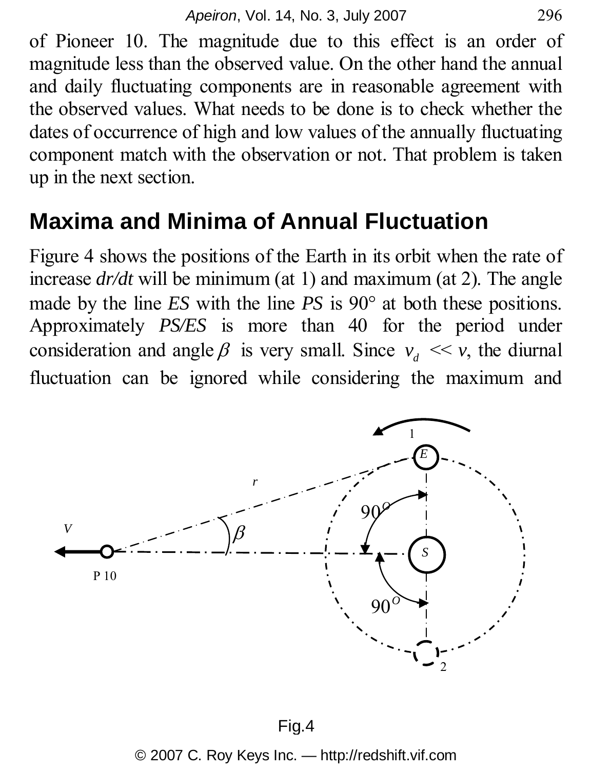of Pioneer 10. The magnitude due to this effect is an order of magnitude less than the observed value. On the other hand the annual and daily fluctuating components are in reasonable agreement with the observed values. What needs to be done is to check whether the dates of occurrence of high and low values of the annually fluctuating component match with the observation or not. That problem is taken up in the next section.

## Maxima and Minima of Annual Fluctuation

Figure 4 shows the positions of the Earth in its orbit when the rate of increase *dr/dt* will be minimum (at 1) and maximum (at 2). The angle made by the line *ES* with the line *PS* is 90° at both these positions. Approximately *PS/ES* is more than 40 for the period under consideration and angle $\beta$ is very small. Since $v_d \ll v$, the diurnal fluctuation can be ignored while considering the maximum and

Fig.4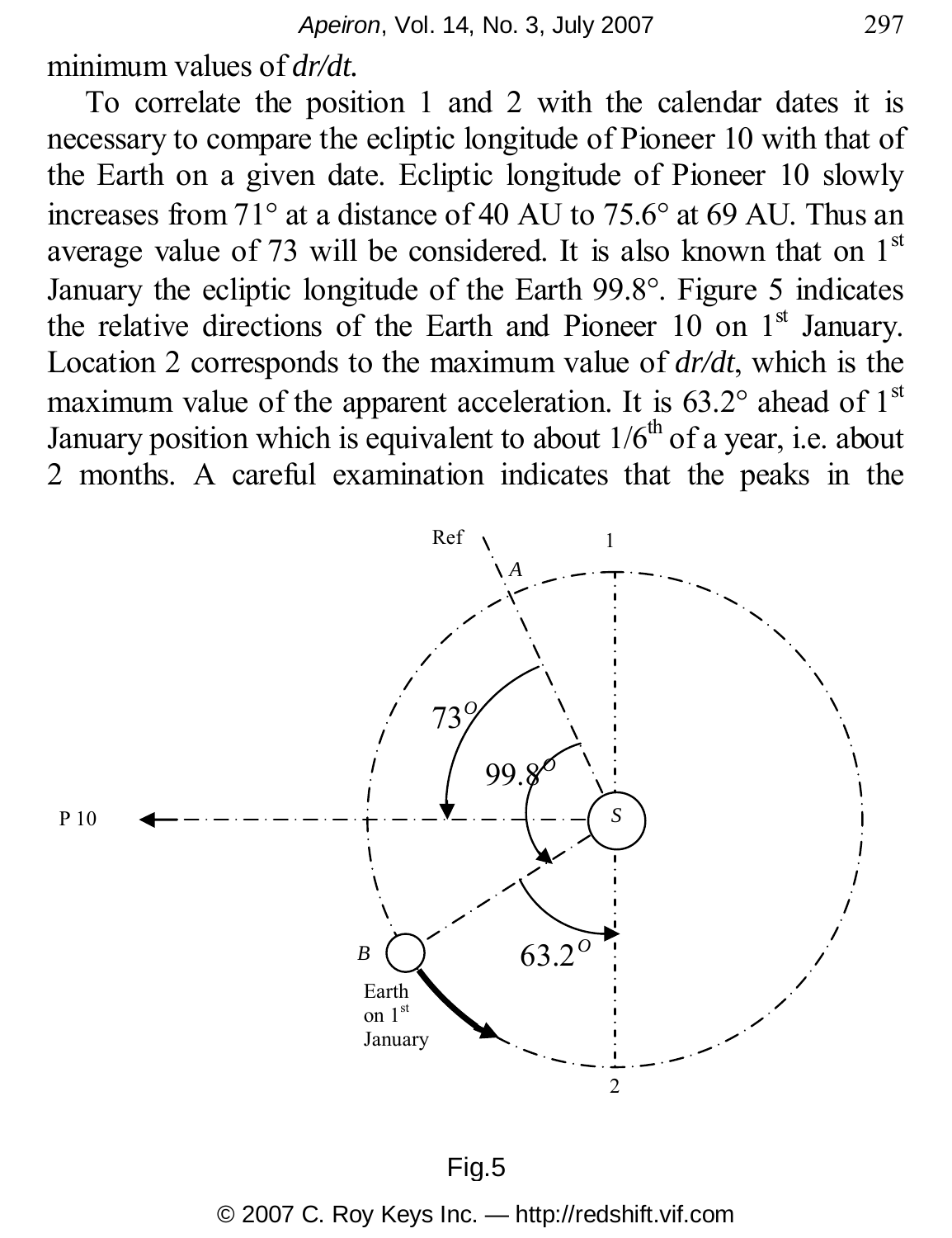minimum values of *dr/dt*.

To correlate the position 1 and 2 with the calendar dates it is necessary to compare the ecliptic longitude of Pioneer 10 with that of the Earth on a given date. Ecliptic longitude of Pioneer 10 slowly increases from 71° at a distance of 40 AU to 75.6° at 69 AU. Thus an average value of 73 will be considered. It is also known that on 1st January the ecliptic longitude of the Earth 99.8°. Figure 5 indicates the relative directions of the Earth and Pioneer 10 on 1st January. Location 2 corresponds to the maximum value of *dr/dt*, which is the maximum value of the apparent acceleration. It is 63.2° ahead of 1st January position which is equivalent to about 1/6th of a year, i.e. about 2 months. A careful examination indicates that the peaks in the

Fig.5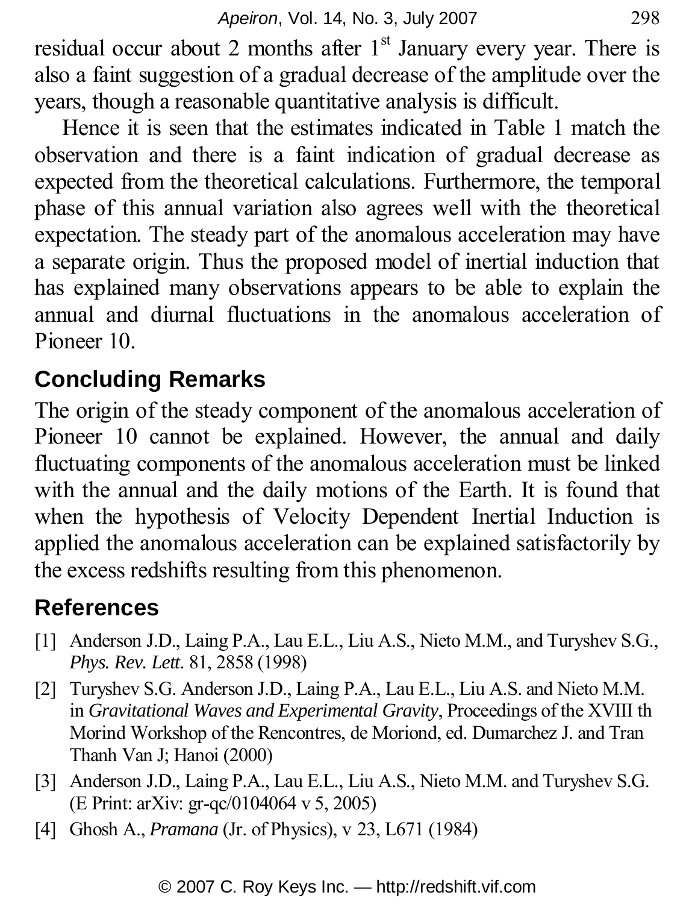residual occur about 2 months after 1st January every year. There is also a faint suggestion of a gradual decrease of the amplitude over the years, though a reasonable quantitative analysis is difficult.

Hence it is seen that the estimates indicated in Table 1 match the observation and there is a faint indication of gradual decrease as expected from the theoretical calculations. Furthermore, the temporal phase of this annual variation also agrees well with the theoretical expectation. The steady part of the anomalous acceleration may have a separate origin. Thus the proposed model of inertial induction that has explained many observations appears to be able to explain the annual and diurnal fluctuations in the anomalous acceleration of Pioneer 10.

## Concluding Remarks

The origin of the steady component of the anomalous acceleration of Pioneer 10 cannot be explained. However, the annual and daily fluctuating components of the anomalous acceleration must be linked with the annual and the daily motions of the Earth. It is found that when the hypothesis of Velocity Dependent Inertial Induction is applied the anomalous acceleration can be explained satisfactorily by the excess redshifts resulting from this phenomenon.

## References

[1] Anderson J.D., Laing P.A., Lau E.L., Liu A.S., Nieto M.M., and Turyshev S.G., *Phys. Rev. Lett*. 81, 2858 (1998)

[2] Turyshev S.G. Anderson J.D., Laing P.A., Lau E.L., Liu A.S. and Nieto M.M. in *Gravitational Waves and Experimental Gravity*, Proceedings of the XVIII th Morind Workshop of the Rencontres, de Moriond, ed. Dumarchez J. and Tran Thanh Van J; Hanoi (2000)

[3] Anderson J.D., Laing P.A., Lau E.L., Liu A.S., Nieto M.M. and Turyshev S.G. (E Print: arXiv: gr-qc/0104064 v 5, 2005)

[4] Ghosh A., *Pramana* (Jr. of Physics), v 23, L671 (1984)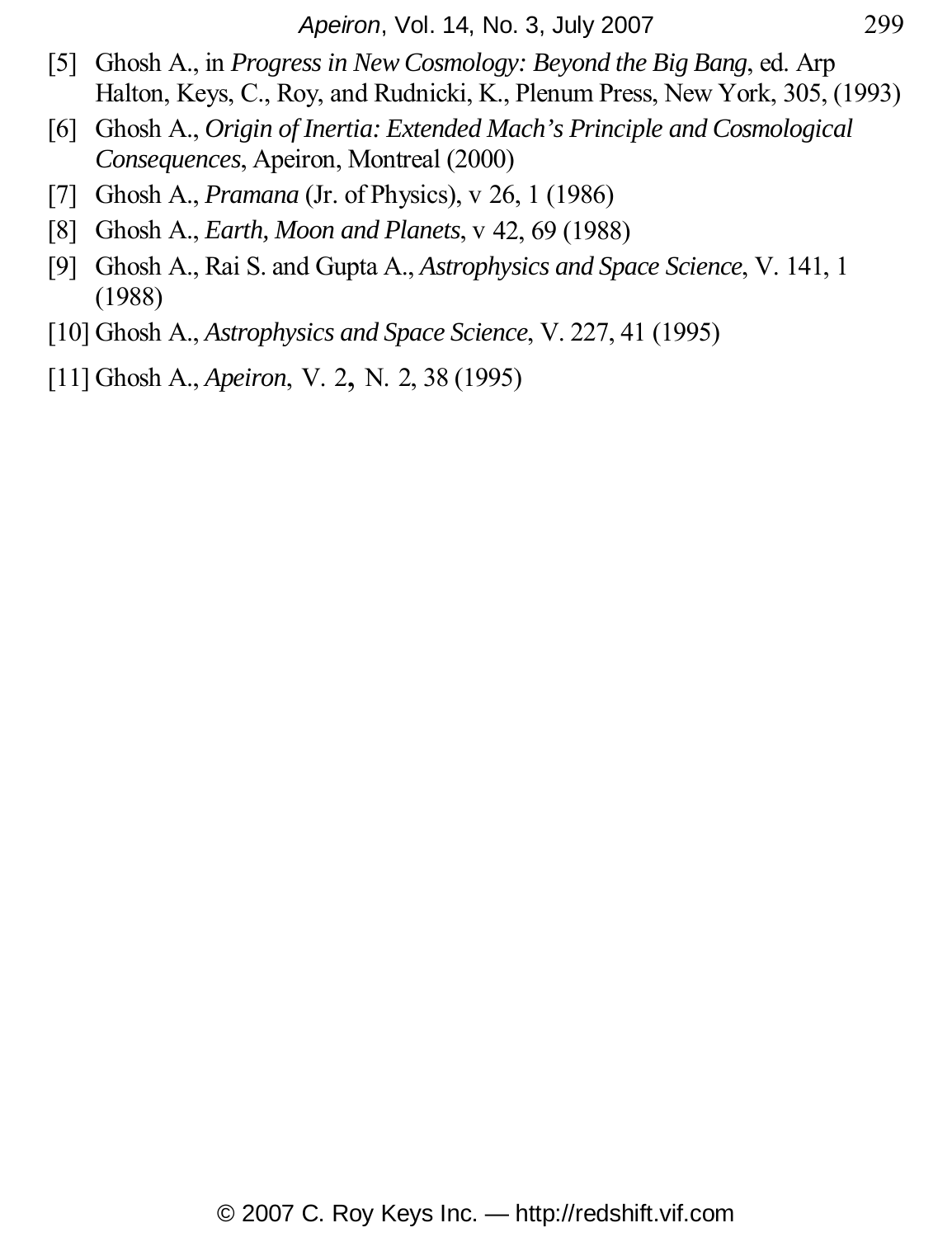[5] Ghosh A., in *Progress in New Cosmology: Beyond the Big Bang*, ed. Arp Halton, Keys, C., Roy, and Rudnicki, K., Plenum Press, New York, 305, (1993)

[6] Ghosh A., *Origin of Inertia: Extended Mach's Principle and Cosmological Consequences*, Apeiron, Montreal (2000)

[7] Ghosh A., *Pramana* (Jr. of Physics), v 26, 1 (1986)

[8] Ghosh A., *Earth, Moon and Planets*, v 42, 69 (1988)

[9] Ghosh A., Rai S. and Gupta A., *Astrophysics and Space Science*, V. 141, 1 (1988)

[10] Ghosh A., *Astrophysics and Space Science*, V. 227, 41 (1995)

[11] Ghosh A., *Apeiron*, V. 2, N. 2, 38 (1995)